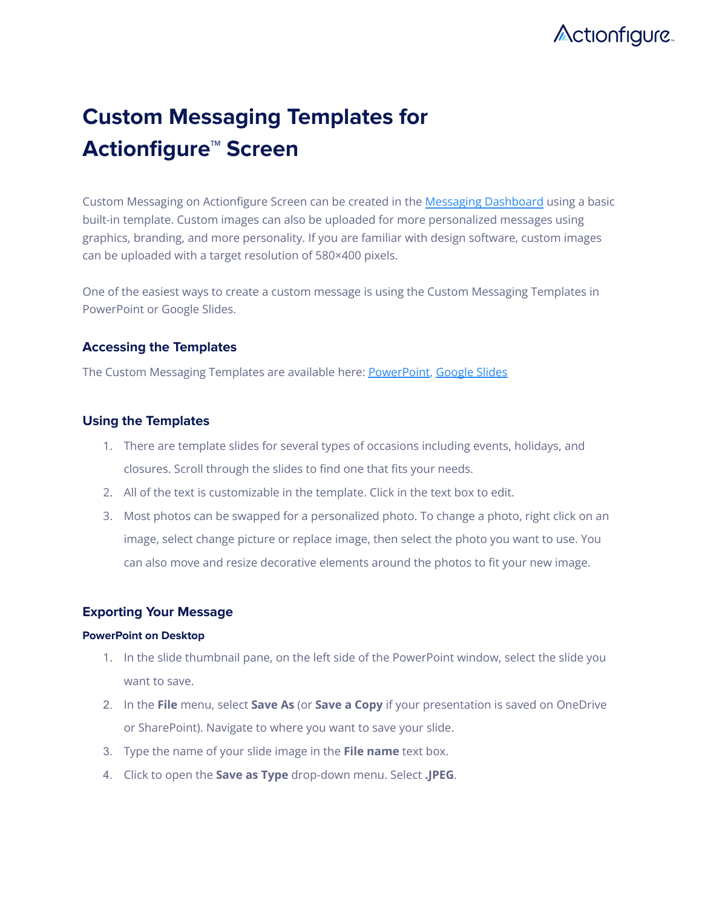# Custom Messaging Templates for Actionfigure™ Screen

Custom Messaging on Actionfigure Screen can be created in the [Messaging Dashboard] using a basic built-in template. Custom images can also be uploaded for more personalized messages using graphics, branding, and more personality. If you are familiar with design software, custom images can be uploaded with a target resolution of 580×400 pixels.

One of the easiest ways to create a custom message is using the Custom Messaging Templates in PowerPoint or Google Slides.

## Accessing the Templates

The Custom Messaging Templates are available here: [PowerPoint], [Google Slides]

## Using the Templates

1. There are template slides for several types of occasions including events, holidays, and closures. Scroll through the slides to find one that fits your needs.
2. All of the text is customizable in the template. Click in the text box to edit.
3. Most photos can be swapped for a personalized photo. To change a photo, right click on an image, select change picture or replace image, then select the photo you want to use. You can also move and resize decorative elements around the photos to fit your new image.

## Exporting Your Message

### PowerPoint on Desktop

1. In the slide thumbnail pane, on the left side of the PowerPoint window, select the slide you want to save.
2. In the **File** menu, select **Save As** (or **Save a Copy** if your presentation is saved on OneDrive or SharePoint). Navigate to where you want to save your slide.
3. Type the name of your slide image in the **File name** text box.
4. Click to open the **Save as Type** drop-down menu. Select **.JPEG**.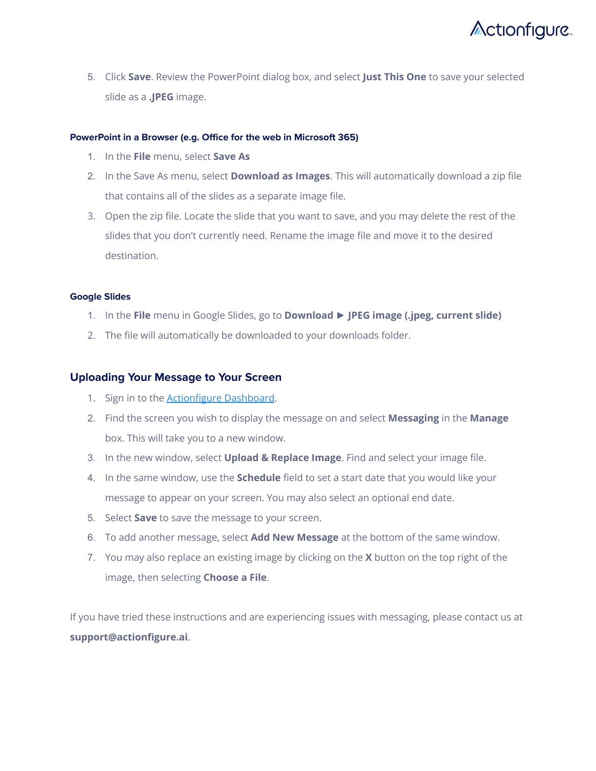5. Click **Save**. Review the PowerPoint dialog box, and select **Just This One** to save your selected slide as a **.JPEG** image.

#### PowerPoint in a Browser (e.g. Office for the web in Microsoft 365)

1. In the **File** menu, select **Save As**
2. In the Save As menu, select **Download as Images**. This will automatically download a zip file that contains all of the slides as a separate image file.
3. Open the zip file. Locate the slide that you want to save, and you may delete the rest of the slides that you don't currently need. Rename the image file and move it to the desired destination.

#### Google Slides

1. In the **File** menu in Google Slides, go to **Download ► JPEG image (.jpeg, current slide)**
2. The file will automatically be downloaded to your downloads folder.

### Uploading Your Message to Your Screen

1. Sign in to the Actionfigure Dashboard.
2. Find the screen you wish to display the message on and select **Messaging** in the **Manage** box. This will take you to a new window.
3. In the new window, select **Upload & Replace Image**. Find and select your image file.
4. In the same window, use the **Schedule** field to set a start date that you would like your message to appear on your screen. You may also select an optional end date.
5. Select **Save** to save the message to your screen.
6. To add another message, select **Add New Message** at the bottom of the same window.
7. You may also replace an existing image by clicking on the **X** button on the top right of the image, then selecting **Choose a File**.

If you have tried these instructions and are experiencing issues with messaging, please contact us at **support@actionfigure.ai**.